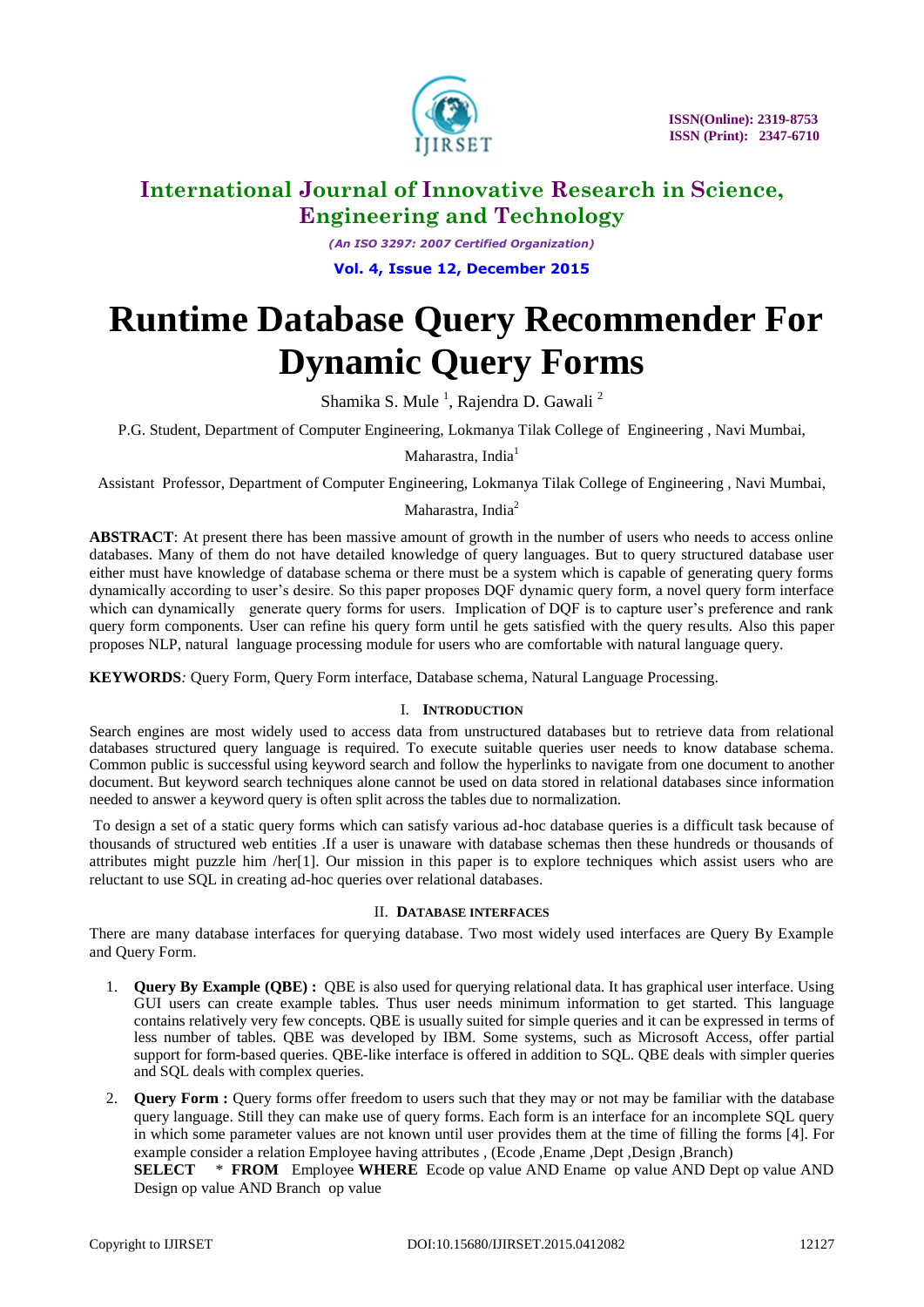# Runtime Database Query Recommender For Dynamic Query Forms

Shamika S. Mule [1], Rajendra D. Gawali [2]

P.G. Student, Department of Computer Engineering, Lokmanya Tilak College of Engineering , Navi Mumbai, Maharastra, India[1]

Assistant Professor, Department of Computer Engineering, Lokmanya Tilak College of Engineering , Navi Mumbai, Maharastra, India[2]

**ABSTRACT**: At present there has been massive amount of growth in the number of users who needs to access online databases. Many of them do not have detailed knowledge of query languages. But to query structured database user either must have knowledge of database schema or there must be a system which is capable of generating query forms dynamically according to user's desire. So this paper proposes DQF dynamic query form, a novel query form interface which can dynamically generate query forms for users. Implication of DQF is to capture user's preference and rank query form components. User can refine his query form until he gets satisfied with the query results. Also this paper proposes NLP, natural language processing module for users who are comfortable with natural language query.

**KEYWORDS***:* Query Form, Query Form interface, Database schema, Natural Language Processing.

## I. Introduction

Search engines are most widely used to access data from unstructured databases but to retrieve data from relational databases structured query language is required. To execute suitable queries user needs to know database schema. Common public is successful using keyword search and follow the hyperlinks to navigate from one document to another document. But keyword search techniques alone cannot be used on data stored in relational databases since information needed to answer a keyword query is often split across the tables due to normalization.

To design a set of a static query forms which can satisfy various ad-hoc database queries is a difficult task because of thousands of structured web entities .If a user is unaware with database schemas then these hundreds or thousands of attributes might puzzle him /her[1]. Our mission in this paper is to explore techniques which assist users who are reluctant to use SQL in creating ad-hoc queries over relational databases.

## II. Database interfaces

There are many database interfaces for querying database. Two most widely used interfaces are Query By Example and Query Form.

1. **Query By Example (QBE) :** QBE is also used for querying relational data. It has graphical user interface. Using GUI users can create example tables. Thus user needs minimum information to get started. This language contains relatively very few concepts. QBE is usually suited for simple queries and it can be expressed in terms of less number of tables. QBE was developed by IBM. Some systems, such as Microsoft Access, offer partial support for form-based queries. QBE-like interface is offered in addition to SQL. QBE deals with simpler queries and SQL deals with complex queries.

2. **Query Form :** Query forms offer freedom to users such that they may or not may be familiar with the database query language. Still they can make use of query forms. Each form is an interface for an incomplete SQL query in which some parameter values are not known until user provides them at the time of filling the forms [4]. For example consider a relation Employee having attributes , (Ecode ,Ename ,Dept ,Design ,Branch)
   **SELECT** * **FROM** Employee **WHERE** Ecode op value AND Ename op value AND Dept op value AND Design op value AND Branch op value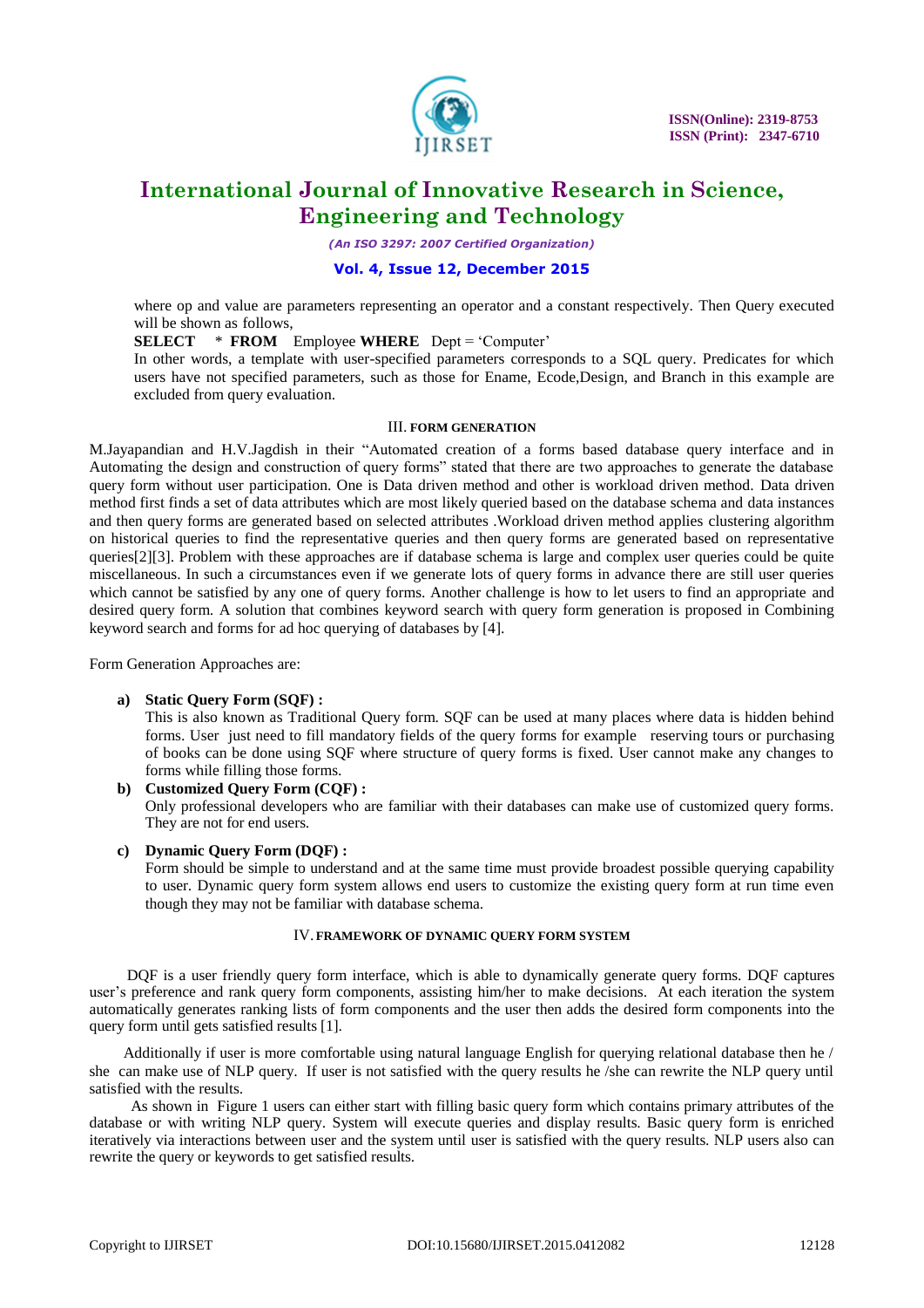where op and value are parameters representing an operator and a constant respectively. Then Query executed will be shown as follows,

**SELECT** * **FROM** Employee **WHERE** Dept = 'Computer'

In other words, a template with user-specified parameters corresponds to a SQL query. Predicates for which users have not specified parameters, such as those for Ename, Ecode,Design, and Branch in this example are excluded from query evaluation.

## III. FORM GENERATION

M.Jayapandian and H.V.Jagdish in their "Automated creation of a forms based database query interface and in Automating the design and construction of query forms" stated that there are two approaches to generate the database query form without user participation. One is Data driven method and other is workload driven method. Data driven method first finds a set of data attributes which are most likely queried based on the database schema and data instances and then query forms are generated based on selected attributes .Workload driven method applies clustering algorithm on historical queries to find the representative queries and then query forms are generated based on representative queries[2][3]. Problem with these approaches are if database schema is large and complex user queries could be quite miscellaneous. In such a circumstances even if we generate lots of query forms in advance there are still user queries which cannot be satisfied by any one of query forms. Another challenge is how to let users to find an appropriate and desired query form. A solution that combines keyword search with query form generation is proposed in Combining keyword search and forms for ad hoc querying of databases by [4].

Form Generation Approaches are:

**a) Static Query Form (SQF) :**
This is also known as Traditional Query form. SQF can be used at many places where data is hidden behind forms. User just need to fill mandatory fields of the query forms for example reserving tours or purchasing of books can be done using SQF where structure of query forms is fixed. User cannot make any changes to forms while filling those forms.

**b) Customized Query Form (CQF) :**
Only professional developers who are familiar with their databases can make use of customized query forms. They are not for end users.

**c) Dynamic Query Form (DQF) :**
Form should be simple to understand and at the same time must provide broadest possible querying capability to user. Dynamic query form system allows end users to customize the existing query form at run time even though they may not be familiar with database schema.

## IV. FRAMEWORK OF DYNAMIC QUERY FORM SYSTEM

DQF is a user friendly query form interface, which is able to dynamically generate query forms. DQF captures user's preference and rank query form components, assisting him/her to make decisions. At each iteration the system automatically generates ranking lists of form components and the user then adds the desired form components into the query form until gets satisfied results [1].

Additionally if user is more comfortable using natural language English for querying relational database then he / she can make use of NLP query. If user is not satisfied with the query results he /she can rewrite the NLP query until satisfied with the results.

As shown in Figure 1 users can either start with filling basic query form which contains primary attributes of the database or with writing NLP query. System will execute queries and display results. Basic query form is enriched iteratively via interactions between user and the system until user is satisfied with the query results. NLP users also can rewrite the query or keywords to get satisfied results.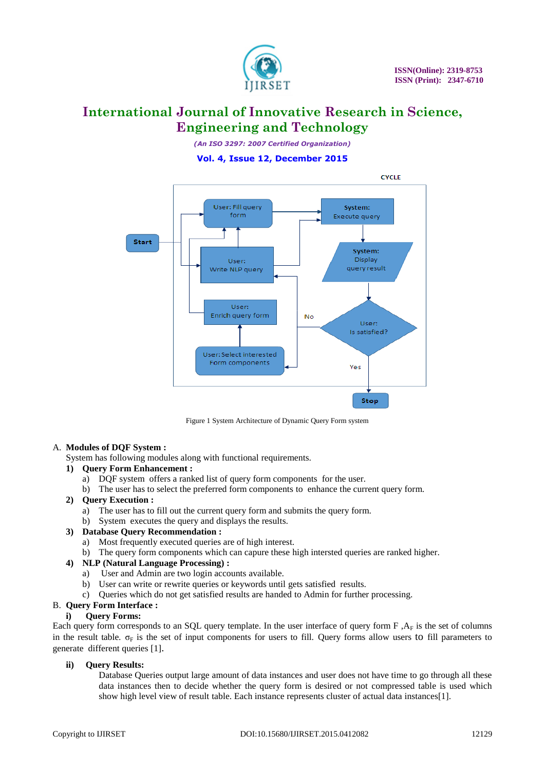Figure 1 System Architecture of Dynamic Query Form system

A. **Modules of DQF System :**

System has following modules along with functional requirements.

1) **Query Form Enhancement :**
   a) DQF system offers a ranked list of query form components for the user.
   b) The user has to select the preferred form components to enhance the current query form.
2) **Query Execution :**
   a) The user has to fill out the current query form and submits the query form.
   b) System executes the query and displays the results.
3) **Database Query Recommendation :**
   a) Most frequently executed queries are of high interest.
   b) The query form components which can capure these high intersted queries are ranked higher.
4) **NLP (Natural Language Processing) :**
   a) User and Admin are two login accounts available.
   b) User can write or rewrite queries or keywords until gets satisfied results.
   c) Queries which do not get satisfied results are handed to Admin for further processing.

B. **Query Form Interface :**

i) **Query Forms:**

Each query form corresponds to an SQL query template. In the user interface of query form F ,$A_F$ is the set of columns in the result table. $\sigma_F$ is the set of input components for users to fill. Query forms allow users to fill parameters to generate different queries [1].

ii) **Query Results:**

Database Queries output large amount of data instances and user does not have time to go through all these data instances then to decide whether the query form is desired or not compressed table is used which show high level view of result table. Each instance represents cluster of actual data instances[1].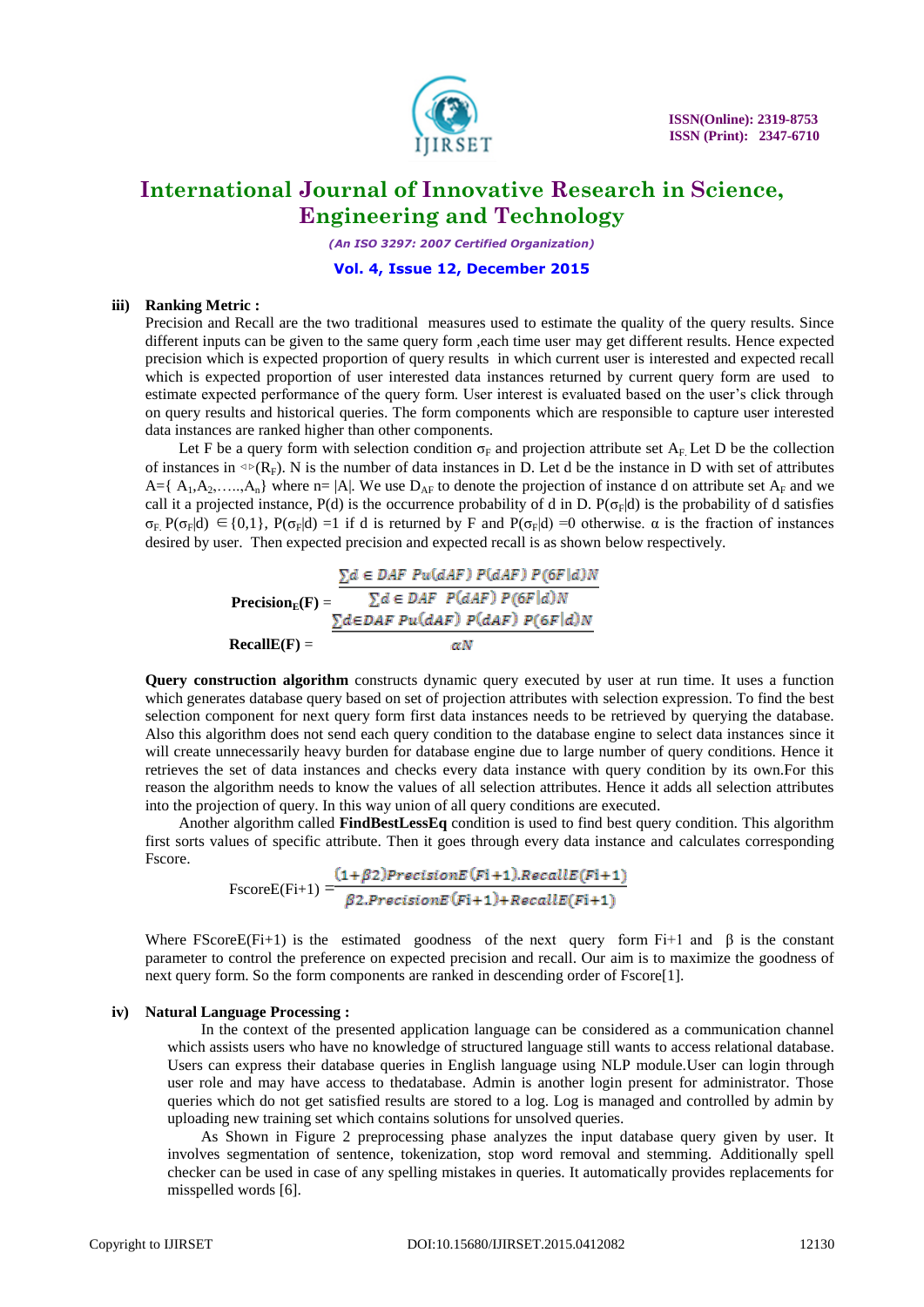**iii) Ranking Metric :**

Precision and Recall are the two traditional measures used to estimate the quality of the query results. Since different inputs can be given to the same query form ,each time user may get different results. Hence expected precision which is expected proportion of query results in which current user is interested and expected recall which is expected proportion of user interested data instances returned by current query form are used to estimate expected performance of the query form. User interest is evaluated based on the user's click through on query results and historical queries. The form components which are responsible to capture user interested data instances are ranked higher than other components.

Let F be a query form with selection condition $\sigma_F$ and projection attribute set $A_F$. Let D be the collection of instances in $\triangleleft\triangleright(R_F)$. N is the number of data instances in D. Let d be the instance in D with set of attributes A={ $A_1, A_2, \ldots, A_n$} where n= |A|. We use $D_{AF}$ to denote the projection of instance d on attribute set $A_F$ and we call it a projected instance, P(d) is the occurrence probability of d in D. $P(\sigma_F|d)$ is the probability of d satisfies $\sigma_F$. $P(\sigma_F|d) \in \{0,1\}$, $P(\sigma_F|d) = 1$ if d is returned by F and $P(\sigma_F|d) = 0$ otherwise. α is the fraction of instances desired by user. Then expected precision and expected recall is as shown below respectively.

$$\text{Precision}_E(F) = \frac{\sum d \in DAF\ Pu(dAF)\ P(dAF)\ P(6F|d)N}{\sum d \in DAF\ \ P(dAF)\ P(6F|d)N}$$

$$\text{RecallE}(F) = \frac{\sum d \in DAF\ Pu(dAF)\ P(dAF)\ P(6F|d)N}{\alpha N}$$

**Query construction algorithm** constructs dynamic query executed by user at run time. It uses a function which generates database query based on set of projection attributes with selection expression. To find the best selection component for next query form first data instances needs to be retrieved by querying the database. Also this algorithm does not send each query condition to the database engine to select data instances since it will create unnecessarily heavy burden for database engine due to large number of query conditions. Hence it retrieves the set of data instances and checks every data instance with query condition by its own.For this reason the algorithm needs to know the values of all selection attributes. Hence it adds all selection attributes into the projection of query. In this way union of all query conditions are executed.

Another algorithm called **FindBestLessEq** condition is used to find best query condition. This algorithm first sorts values of specific attribute. Then it goes through every data instance and calculates corresponding Fscore.

$$\text{FscoreE}(Fi+1) = \frac{(1+\beta 2)PrecisionE(Fi+1).RecallE(Fi+1)}{\beta 2.PrecisionE(Fi+1)+RecallE(Fi+1)}$$

Where FScoreE(Fi+1) is the estimated goodness of the next query form Fi+1 and β is the constant parameter to control the preference on expected precision and recall. Our aim is to maximize the goodness of next query form. So the form components are ranked in descending order of Fscore[1].

**iv) Natural Language Processing :**

In the context of the presented application language can be considered as a communication channel which assists users who have no knowledge of structured language still wants to access relational database. Users can express their database queries in English language using NLP module.User can login through user role and may have access to thedatabase. Admin is another login present for administrator. Those queries which do not get satisfied results are stored to a log. Log is managed and controlled by admin by uploading new training set which contains solutions for unsolved queries.

As Shown in Figure 2 preprocessing phase analyzes the input database query given by user. It involves segmentation of sentence, tokenization, stop word removal and stemming. Additionally spell checker can be used in case of any spelling mistakes in queries. It automatically provides replacements for misspelled words [6].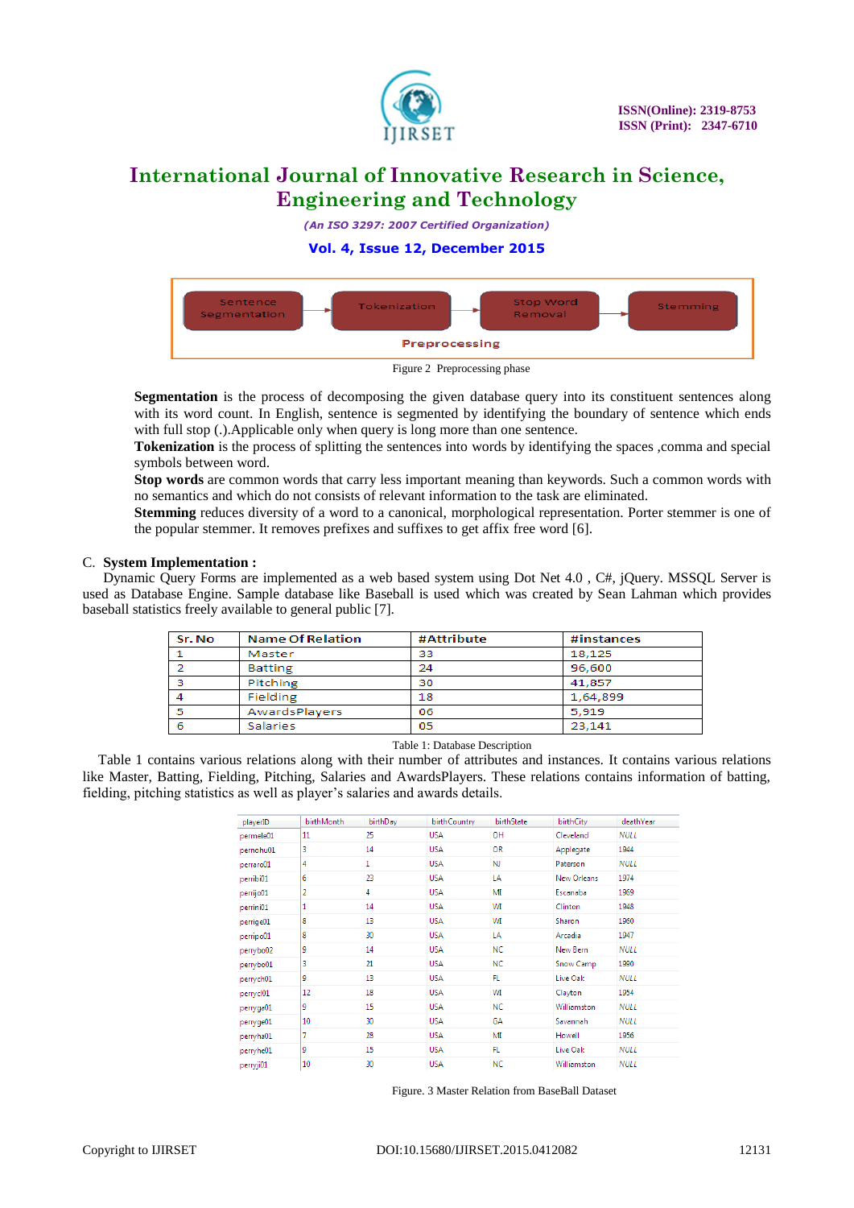Sentence Segmentation → Tokenization → Stop Word Removal → Stemming

Preprocessing

Figure 2 Preprocessing phase

**Segmentation** is the process of decomposing the given database query into its constituent sentences along with its word count. In English, sentence is segmented by identifying the boundary of sentence which ends with full stop (.).Applicable only when query is long more than one sentence.

**Tokenization** is the process of splitting the sentences into words by identifying the spaces ,comma and special symbols between word.

**Stop words** are common words that carry less important meaning than keywords. Such a common words with no semantics and which do not consists of relevant information to the task are eliminated.

**Stemming** reduces diversity of a word to a canonical, morphological representation. Porter stemmer is one of the popular stemmer. It removes prefixes and suffixes to get affix free word [6].

C. **System Implementation :**

Dynamic Query Forms are implemented as a web based system using Dot Net 4.0 , C#, jQuery. MSSQL Server is used as Database Engine. Sample database like Baseball is used which was created by Sean Lahman which provides baseball statistics freely available to general public [7].

| Sr. No | Name Of Relation | #Attribute | #instances |
|---|---|---|---|
| 1 | Master | 33 | 18,125 |
| 2 | Batting | 24 | 96,600 |
| 3 | Pitching | 30 | 41,857 |
| 4 | Fielding | 18 | 1,64,899 |
| 5 | AwardsPlayers | 06 | 5,919 |
| 6 | Salaries | 05 | 23,141 |

Table 1: Database Description

Table 1 contains various relations along with their number of attributes and instances. It contains various relations like Master, Batting, Fielding, Pitching, Salaries and AwardsPlayers. These relations contains information of batting, fielding, pitching statistics as well as player's salaries and awards details.

| playerID | birthMonth | birthDay | birthCountry | birthState | birthCity | deathYear |
|---|---|---|---|---|---|---|
| permele01 | 11 | 25 | USA | OH | Cleveland | NULL |
| pernohu01 | 3 | 14 | USA | OR | Applegate | 1944 |
| perraro01 | 4 | 1 | USA | NJ | Paterson | NULL |
| perribi01 | 6 | 23 | USA | LA | New Orleans | 1974 |
| perrijo01 | 2 | 4 | USA | MI | Escanaba | 1969 |
| perrini01 | 1 | 14 | USA | WI | Clinton | 1948 |
| perrige01 | 8 | 13 | USA | WI | Sharon | 1960 |
| perripo01 | 8 | 30 | USA | LA | Arcadia | 1947 |
| perrybo02 | 9 | 14 | USA | NC | New Bern | NULL |
| perrybo01 | 3 | 21 | USA | NC | Snow Camp | 1990 |
| perrych01 | 9 | 13 | USA | FL | Live Oak | NULL |
| perrycl01 | 12 | 18 | USA | WI | Clayton | 1954 |
| perryge01 | 9 | 15 | USA | NC | Williamston | NULL |
| perryge01 | 10 | 30 | USA | GA | Savannah | NULL |
| perryha01 | 7 | 28 | USA | MI | Howell | 1956 |
| perryhe01 | 9 | 15 | USA | FL | Live Oak | NULL |
| perryji01 | 10 | 30 | USA | NC | Williamston | NULL |

Figure. 3 Master Relation from BaseBall Dataset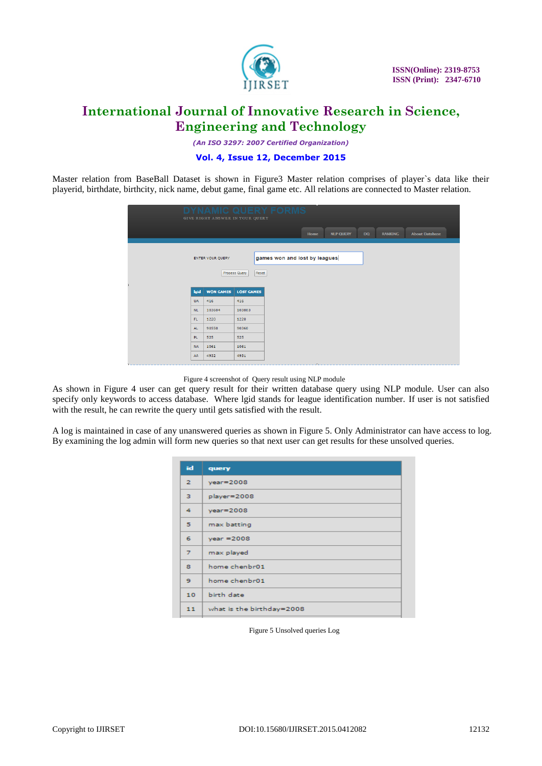Master relation from BaseBall Dataset is shown in Figure3 Master relation comprises of player`s data like their playerid, birthdate, birthcity, nick name, debut game, final game etc. All relations are connected to Master relation.

Figure 4 screenshot of Query result using NLP module

As shown in Figure 4 user can get query result for their written database query using NLP module. User can also specify only keywords to access database. Where lgid stands for league identification number. If user is not satisfied with the result, he can rewrite the query until gets satisfied with the result.

A log is maintained in case of any unanswered queries as shown in Figure 5. Only Administrator can have access to log. By examining the log admin will form new queries so that next user can get results for these unsolved queries.

Figure 5 Unsolved queries Log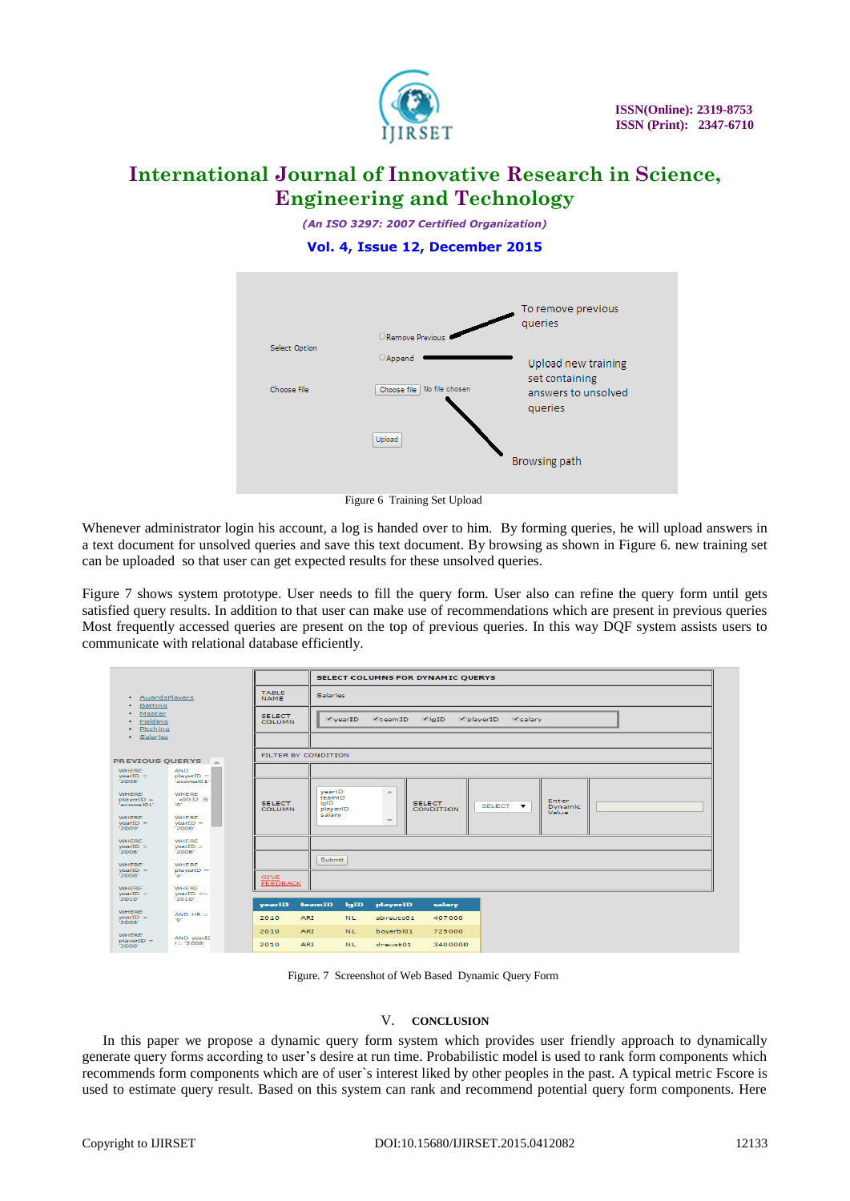Figure 6 Training Set Upload

Whenever administrator login his account, a log is handed over to him. By forming queries, he will upload answers in a text document for unsolved queries and save this text document. By browsing as shown in Figure 6. new training set can be uploaded so that user can get expected results for these unsolved queries.

Figure 7 shows system prototype. User needs to fill the query form. User also can refine the query form until gets satisfied query results. In addition to that user can make use of recommendations which are present in previous queries Most frequently accessed queries are present on the top of previous queries. In this way DQF system assists users to communicate with relational database efficiently.

Figure. 7 Screenshot of Web Based Dynamic Query Form

## V. CONCLUSION

In this paper we propose a dynamic query form system which provides user friendly approach to dynamically generate query forms according to user's desire at run time. Probabilistic model is used to rank form components which recommends form components which are of user`s interest liked by other peoples in the past. A typical metric Fscore is used to estimate query result. Based on this system can rank and recommend potential query form components. Here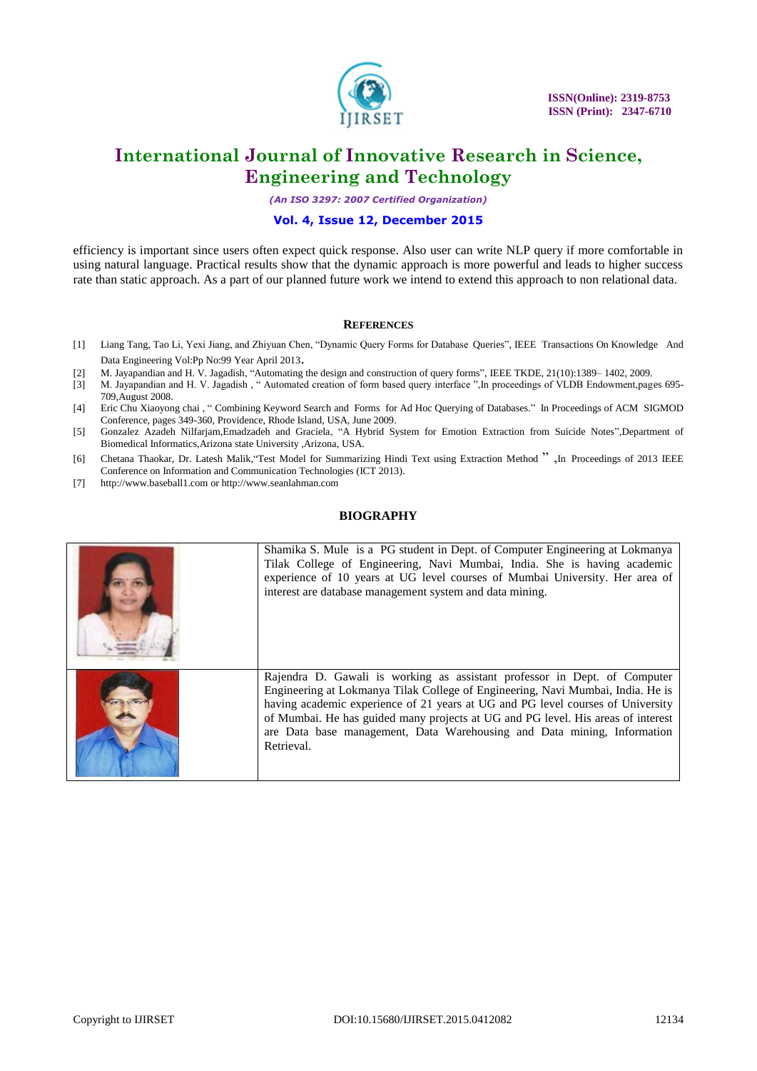efficiency is important since users often expect quick response. Also user can write NLP query if more comfortable in using natural language. Practical results show that the dynamic approach is more powerful and leads to higher success rate than static approach. As a part of our planned future work we intend to extend this approach to non relational data.

## REFERENCES

[1] Liang Tang, Tao Li, Yexi Jiang, and Zhiyuan Chen, "Dynamic Query Forms for Database Queries", IEEE Transactions On Knowledge And Data Engineering Vol:Pp No:99 Year April 2013.

[2] M. Jayapandian and H. V. Jagadish, "Automating the design and construction of query forms", IEEE TKDE, 21(10):1389– 1402, 2009.

[3] M. Jayapandian and H. V. Jagadish , " Automated creation of form based query interface ",In proceedings of VLDB Endowment,pages 695-709,August 2008.

[4] Eric Chu Xiaoyong chai , " Combining Keyword Search and Forms for Ad Hoc Querying of Databases." In Proceedings of ACM SIGMOD Conference, pages 349-360, Providence, Rhode Island, USA, June 2009.

[5] Gonzalez Azadeh Nilfarjam,Emadzadeh and Graciela, "A Hybrid System for Emotion Extraction from Suicide Notes",Department of Biomedical Informatics,Arizona state University ,Arizona, USA.

[6] Chetana Thaokar, Dr. Latesh Malik,"Test Model for Summarizing Hindi Text using Extraction Method " ,In Proceedings of 2013 IEEE Conference on Information and Communication Technologies (ICT 2013).

[7] http://www.baseball1.com or http://www.seanlahman.com

## BIOGRAPHY

Shamika S. Mule is a PG student in Dept. of Computer Engineering at Lokmanya Tilak College of Engineering, Navi Mumbai, India. She is having academic experience of 10 years at UG level courses of Mumbai University. Her area of interest are database management system and data mining.

Rajendra D. Gawali is working as assistant professor in Dept. of Computer Engineering at Lokmanya Tilak College of Engineering, Navi Mumbai, India. He is having academic experience of 21 years at UG and PG level courses of University of Mumbai. He has guided many projects at UG and PG level. His areas of interest are Data base management, Data Warehousing and Data mining, Information Retrieval.